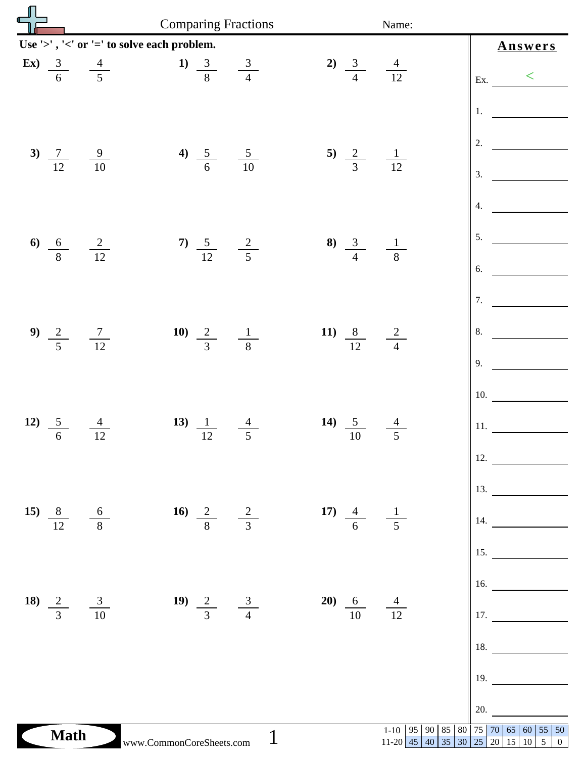# Comparing Fractions

Name:

**Use '>' , '<' or '=' to solve each problem.**

**Ex)** $\frac{3}{6}$ $\frac{4}{5}$

**1)** $\frac{3}{8}$ $\frac{3}{4}$

**2)** $\frac{3}{4}$ $\frac{4}{12}$

**3)** $\frac{7}{12}$ $\frac{9}{10}$

**4)** $\frac{5}{6}$ $\frac{5}{10}$

**5)** $\frac{2}{3}$ $\frac{1}{12}$

**6)** $\frac{6}{8}$ $\frac{2}{12}$

**7)** $\frac{5}{12}$ $\frac{2}{5}$

**8)** $\frac{3}{4}$ $\frac{1}{8}$

**9)** $\frac{2}{5}$ $\frac{7}{12}$

**10)** $\frac{2}{3}$ $\frac{1}{8}$

**11)** $\frac{8}{12}$ $\frac{2}{4}$

**12)** $\frac{5}{6}$ $\frac{4}{12}$

**13)** $\frac{1}{12}$ $\frac{4}{5}$

**14)** $\frac{5}{10}$ $\frac{4}{5}$

**15)** $\frac{8}{12}$ $\frac{6}{8}$

**16)** $\frac{2}{8}$ $\frac{2}{3}$

**17)** $\frac{4}{6}$ $\frac{1}{5}$

**18)** $\frac{2}{3}$ $\frac{3}{10}$

**19)** $\frac{2}{3}$ $\frac{3}{4}$

**20)** $\frac{6}{10}$ $\frac{4}{12}$

## Answers

Ex. <

1. ________
2. ________
3. ________
4. ________
5. ________
6. ________
7. ________
8. ________
9. ________
10. ________
11. ________
12. ________
13. ________
14. ________
15. ________
16. ________
17. ________
18. ________
19. ________
20. ________

Math www.CommonCoreSheets.com

| 1-10 | 95 | 90 | 85 | 80 | 75 | 70 | 65 | 60 | 55 | 50 |
|---|---|---|---|---|---|---|---|---|---|---|
| 11-20 | 45 | 40 | 35 | 30 | 25 | 20 | 15 | 10 | 5 | 0 |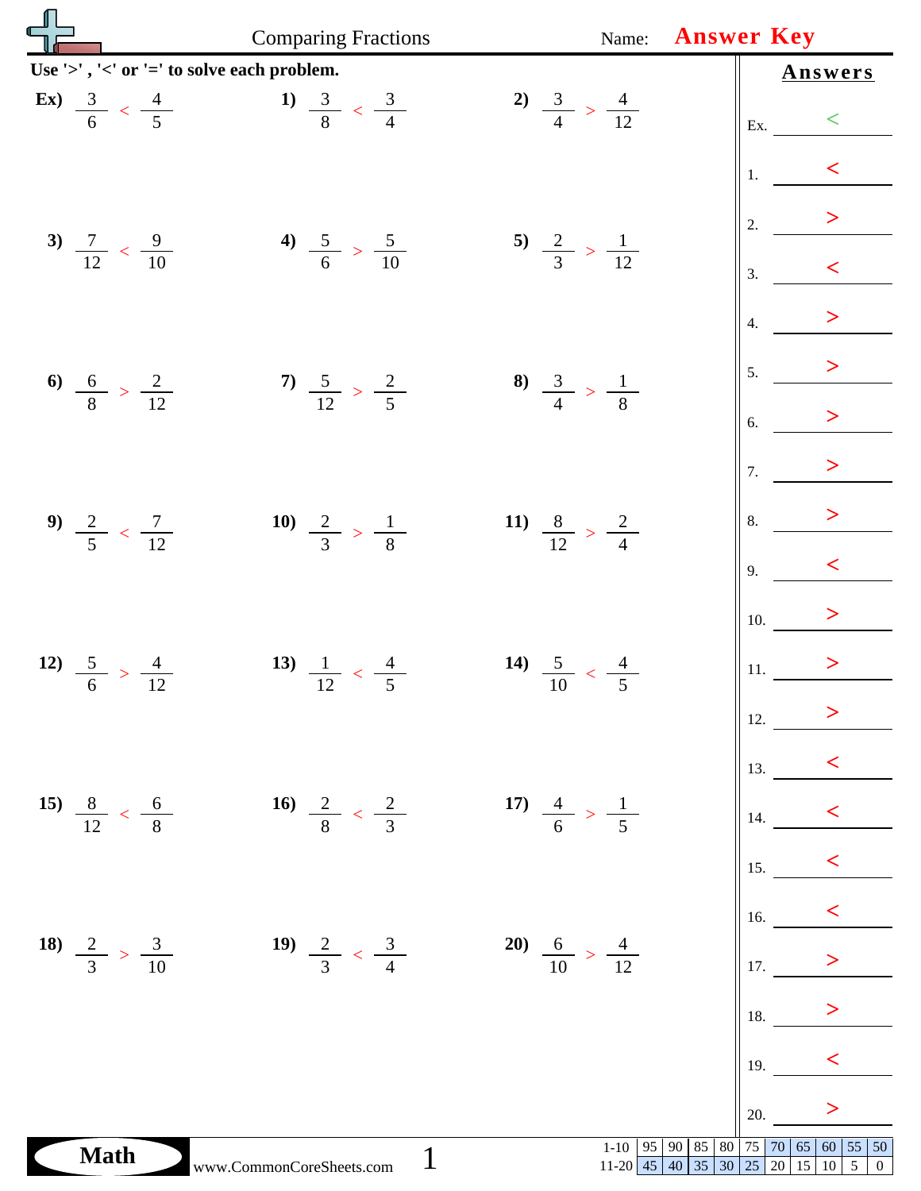# Comparing Fractions

Name: **Answer Key**

**Use '>' , '<' or '=' to solve each problem.**

**Ex)** $\frac{3}{6} < \frac{4}{5}$

**1)** $\frac{3}{8} < \frac{3}{4}$

**2)** $\frac{3}{4} > \frac{4}{12}$

**3)** $\frac{7}{12} < \frac{9}{10}$

**4)** $\frac{5}{6} > \frac{5}{10}$

**5)** $\frac{2}{3} > \frac{1}{12}$

**6)** $\frac{6}{8} > \frac{2}{12}$

**7)** $\frac{5}{12} > \frac{2}{5}$

**8)** $\frac{3}{4} > \frac{1}{8}$

**9)** $\frac{2}{5} < \frac{7}{12}$

**10)** $\frac{2}{3} > \frac{1}{8}$

**11)** $\frac{8}{12} > \frac{2}{4}$

**12)** $\frac{5}{6} > \frac{4}{12}$

**13)** $\frac{1}{12} < \frac{4}{5}$

**14)** $\frac{5}{10} < \frac{4}{5}$

**15)** $\frac{8}{12} < \frac{6}{8}$

**16)** $\frac{2}{8} < \frac{2}{3}$

**17)** $\frac{4}{6} > \frac{1}{5}$

**18)** $\frac{2}{3} > \frac{3}{10}$

**19)** $\frac{2}{3} < \frac{3}{4}$

**20)** $\frac{6}{10} > \frac{4}{12}$

## Answers

Ex. <
1. <
2. >
3. <
4. >
5. >
6. >
7. >
8. >
9. <
10. >
11. >
12. >
13. <
14. <
15. <
16. <
17. >
18. >
19. <
20. >

Math

www.CommonCoreSheets.com

| | | | | | | | | | | |
|---|---|---|---|---|---|---|---|---|---|---|
| 1-10 | 95 | 90 | 85 | 80 | 75 | 70 | 65 | 60 | 55 | 50 |
| 11-20 | 45 | 40 | 35 | 30 | 25 | 20 | 15 | 10 | 5 | 0 |